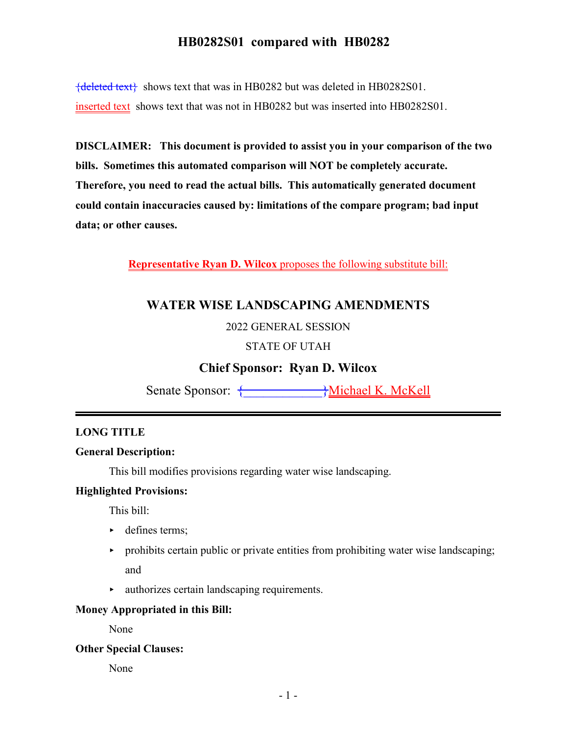# HB0282S01 compared with HB0282

{deleted text} shows text that was in HB0282 but was deleted in HB0282S01.

inserted text shows text that was not in HB0282 but was inserted into HB0282S01.

**DISCLAIMER: This document is provided to assist you in your comparison of the two bills. Sometimes this automated comparison will NOT be completely accurate. Therefore, you need to read the actual bills. This automatically generated document could contain inaccuracies caused by: limitations of the compare program; bad input data; or other causes.**

**Representative Ryan D. Wilcox** proposes the following substitute bill:

## WATER WISE LANDSCAPING AMENDMENTS

2022 GENERAL SESSION

STATE OF UTAH

**Chief Sponsor: Ryan D. Wilcox**

Senate Sponsor: {\_\_\_\_\_\_\_\_\_\_\_\_}Michael K. McKell

---

**LONG TITLE**

**General Description:**

This bill modifies provisions regarding water wise landscaping.

**Highlighted Provisions:**

This bill:

- defines terms;
- prohibits certain public or private entities from prohibiting water wise landscaping; and
- authorizes certain landscaping requirements.

**Money Appropriated in this Bill:**

None

**Other Special Clauses:**

None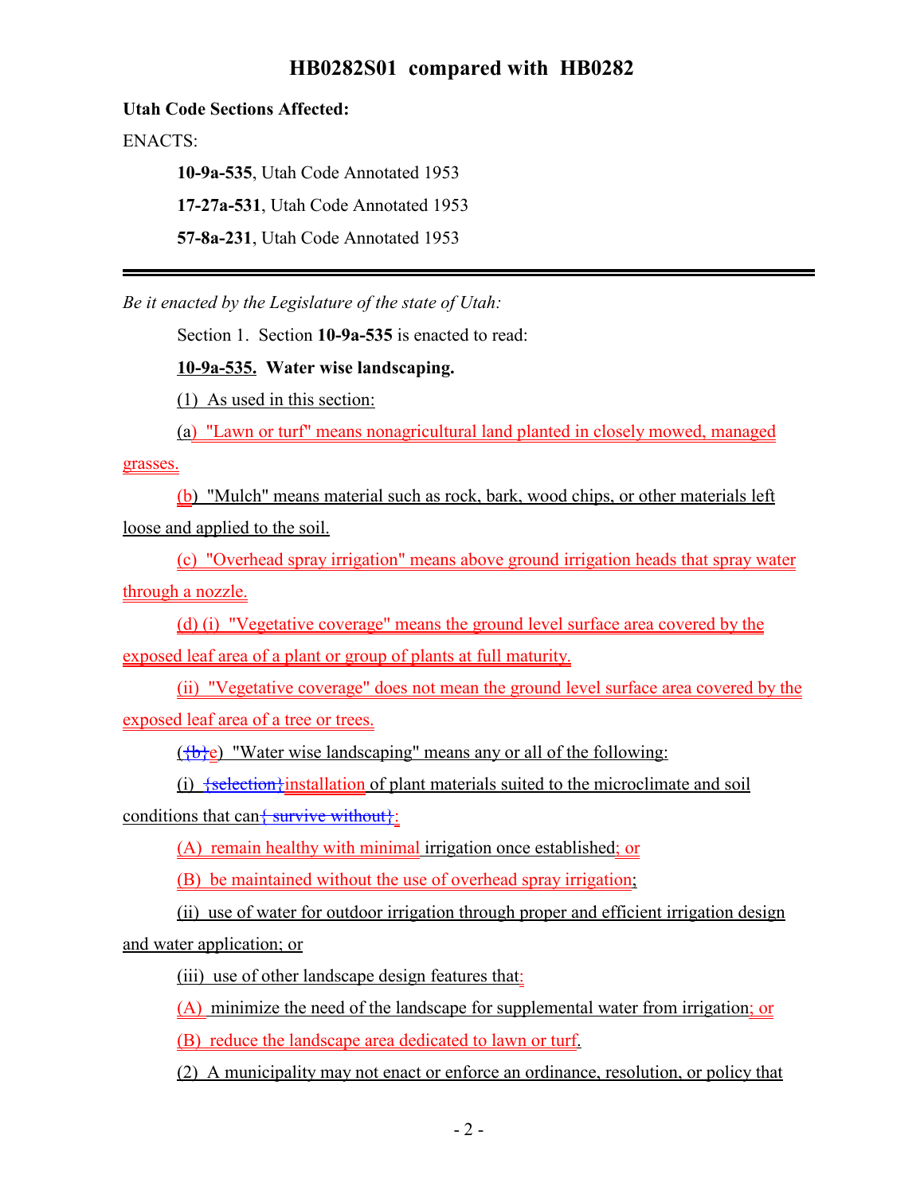**HB0282S01 compared with HB0282**

**Utah Code Sections Affected:**

ENACTS:

**10-9a-535**, Utah Code Annotated 1953

**17-27a-531**, Utah Code Annotated 1953

**57-8a-231**, Utah Code Annotated 1953

---

*Be it enacted by the Legislature of the state of Utah:*

Section 1. Section **10-9a-535** is enacted to read:

**10-9a-535. Water wise landscaping.**

(1) As used in this section:

(a) "Lawn or turf" means nonagricultural land planted in closely mowed, managed grasses.

(b) "Mulch" means material such as rock, bark, wood chips, or other materials left loose and applied to the soil.

(c) "Overhead spray irrigation" means above ground irrigation heads that spray water through a nozzle.

(d) (i) "Vegetative coverage" means the ground level surface area covered by the exposed leaf area of a plant or group of plants at full maturity.

(ii) "Vegetative coverage" does not mean the ground level surface area covered by the exposed leaf area of a tree or trees.

({b}e) "Water wise landscaping" means any or all of the following:

(i) {selection}installation of plant materials suited to the microclimate and soil conditions that can{ survive without}:

(A) remain healthy with minimal irrigation once established; or

(B) be maintained without the use of overhead spray irrigation;

(ii) use of water for outdoor irrigation through proper and efficient irrigation design and water application; or

(iii) use of other landscape design features that:

(A) minimize the need of the landscape for supplemental water from irrigation; or

(B) reduce the landscape area dedicated to lawn or turf.

(2) A municipality may not enact or enforce an ordinance, resolution, or policy that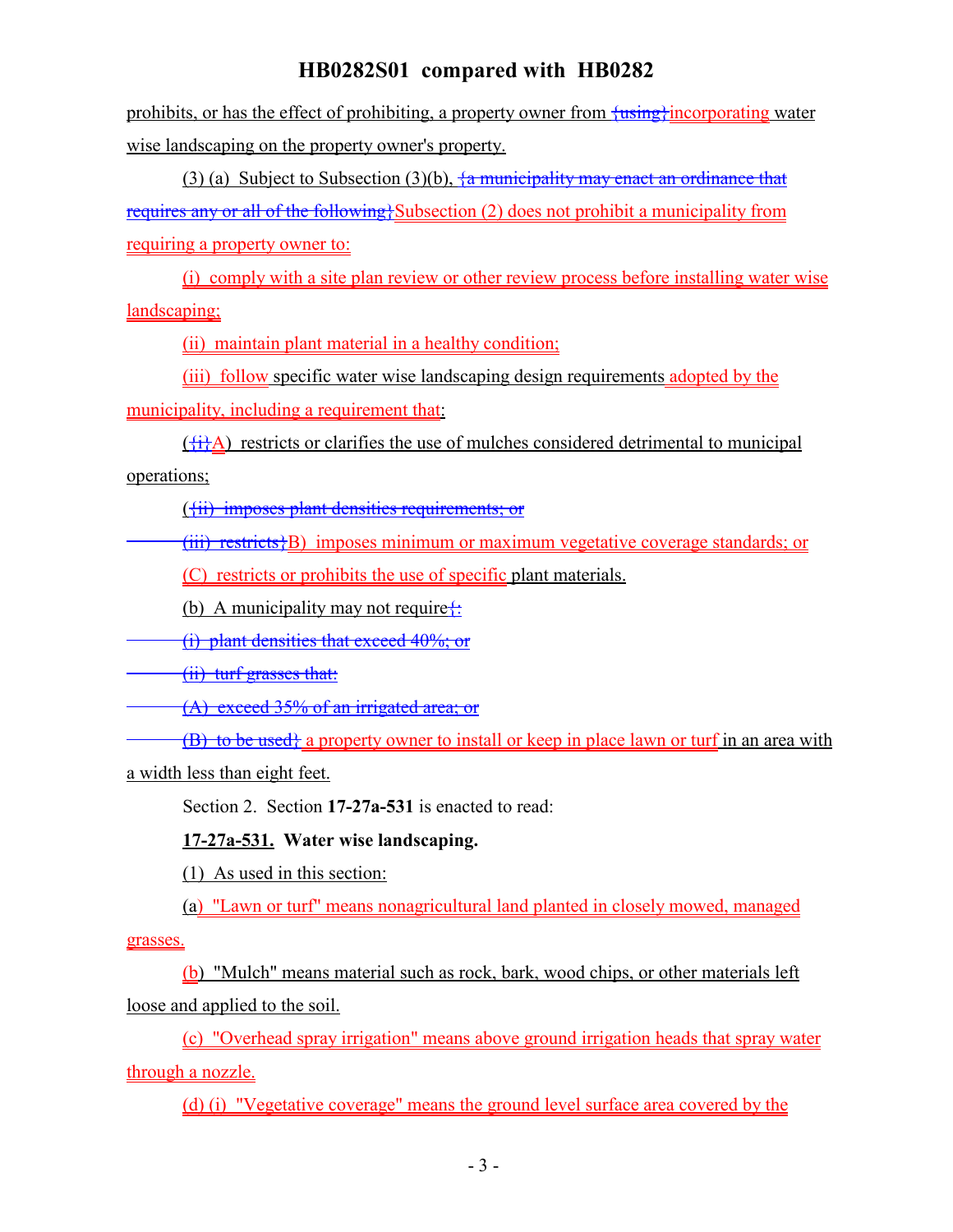prohibits, or has the effect of prohibiting, a property owner from {using}incorporating water wise landscaping on the property owner's property.

(3) (a) Subject to Subsection (3)(b), {a municipality may enact an ordinance that requires any or all of the following}Subsection (2) does not prohibit a municipality from requiring a property owner to:

(i) comply with a site plan review or other review process before installing water wise landscaping;

(ii) maintain plant material in a healthy condition;

(iii) follow specific water wise landscaping design requirements adopted by the municipality, including a requirement that:

({i}A) restricts or clarifies the use of mulches considered detrimental to municipal operations;

({ii) imposes plant densities requirements; or

(iii) restricts}B) imposes minimum or maximum vegetative coverage standards; or

(C) restricts or prohibits the use of specific plant materials.

(b) A municipality may not require{:

(i) plant densities that exceed 40%; or

(ii) turf grasses that:

(A) exceed 35% of an irrigated area; or

(B) to be used} a property owner to install or keep in place lawn or turf in an area with a width less than eight feet.

Section 2. Section **17-27a-531** is enacted to read:

**17-27a-531. Water wise landscaping.**

(1) As used in this section:

(a) "Lawn or turf" means nonagricultural land planted in closely mowed, managed grasses.

(b) "Mulch" means material such as rock, bark, wood chips, or other materials left loose and applied to the soil.

(c) "Overhead spray irrigation" means above ground irrigation heads that spray water through a nozzle.

(d) (i) "Vegetative coverage" means the ground level surface area covered by the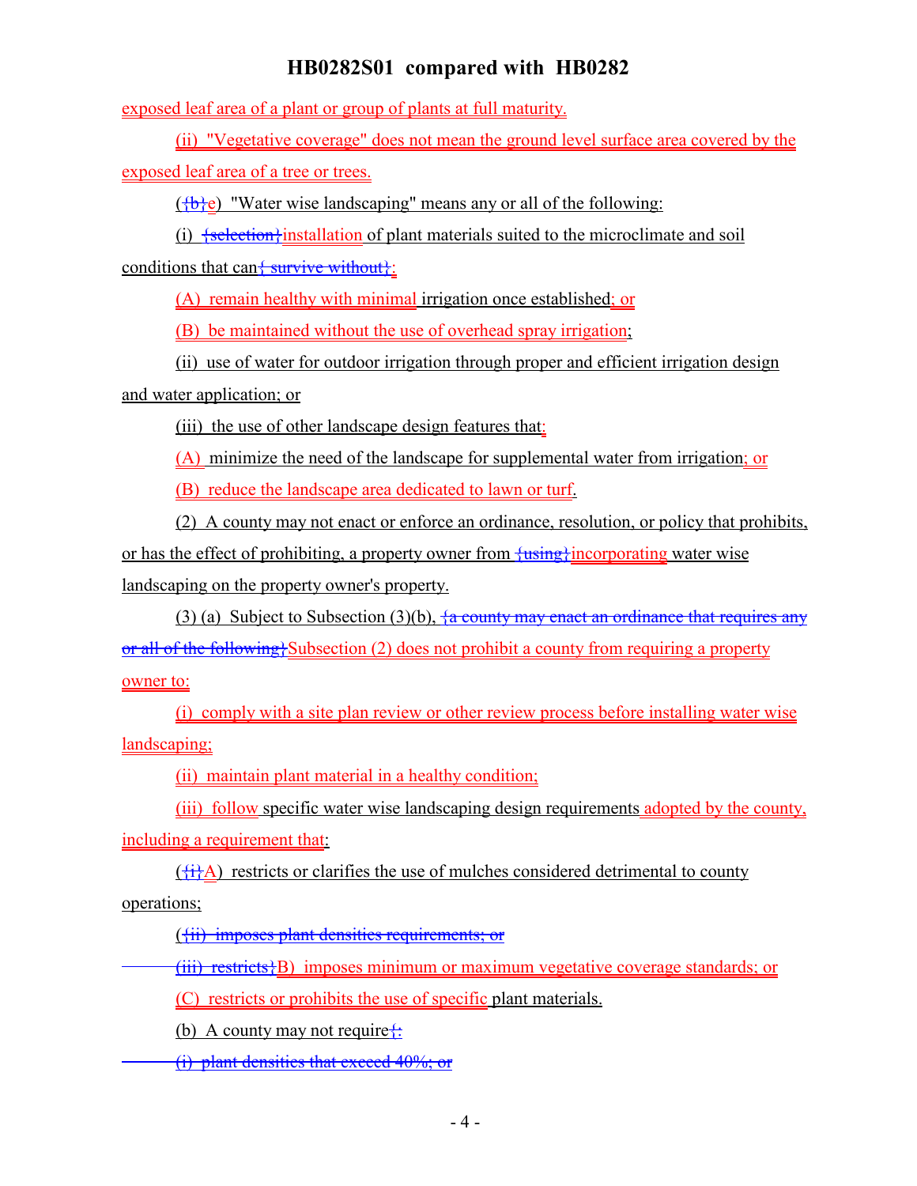exposed leaf area of a plant or group of plants at full maturity.

(ii) "Vegetative coverage" does not mean the ground level surface area covered by the exposed leaf area of a tree or trees.

({b}e) "Water wise landscaping" means any or all of the following:

(i) {selection}installation of plant materials suited to the microclimate and soil conditions that can{ survive without}:

(A) remain healthy with minimal irrigation once established; or

(B) be maintained without the use of overhead spray irrigation;

(ii) use of water for outdoor irrigation through proper and efficient irrigation design and water application; or

(iii) the use of other landscape design features that:

(A) minimize the need of the landscape for supplemental water from irrigation; or

(B) reduce the landscape area dedicated to lawn or turf.

(2) A county may not enact or enforce an ordinance, resolution, or policy that prohibits, or has the effect of prohibiting, a property owner from {using}incorporating water wise landscaping on the property owner's property.

(3) (a) Subject to Subsection (3)(b), {a county may enact an ordinance that requires any or all of the following}Subsection (2) does not prohibit a county from requiring a property owner to:

(i) comply with a site plan review or other review process before installing water wise landscaping;

(ii) maintain plant material in a healthy condition;

(iii) follow specific water wise landscaping design requirements adopted by the county, including a requirement that:

({i}A) restricts or clarifies the use of mulches considered detrimental to county operations;

({ii) imposes plant densities requirements; or

(iii) restricts}B) imposes minimum or maximum vegetative coverage standards; or

(C) restricts or prohibits the use of specific plant materials.

(b) A county may not require{:

(i) plant densities that exceed 40%; or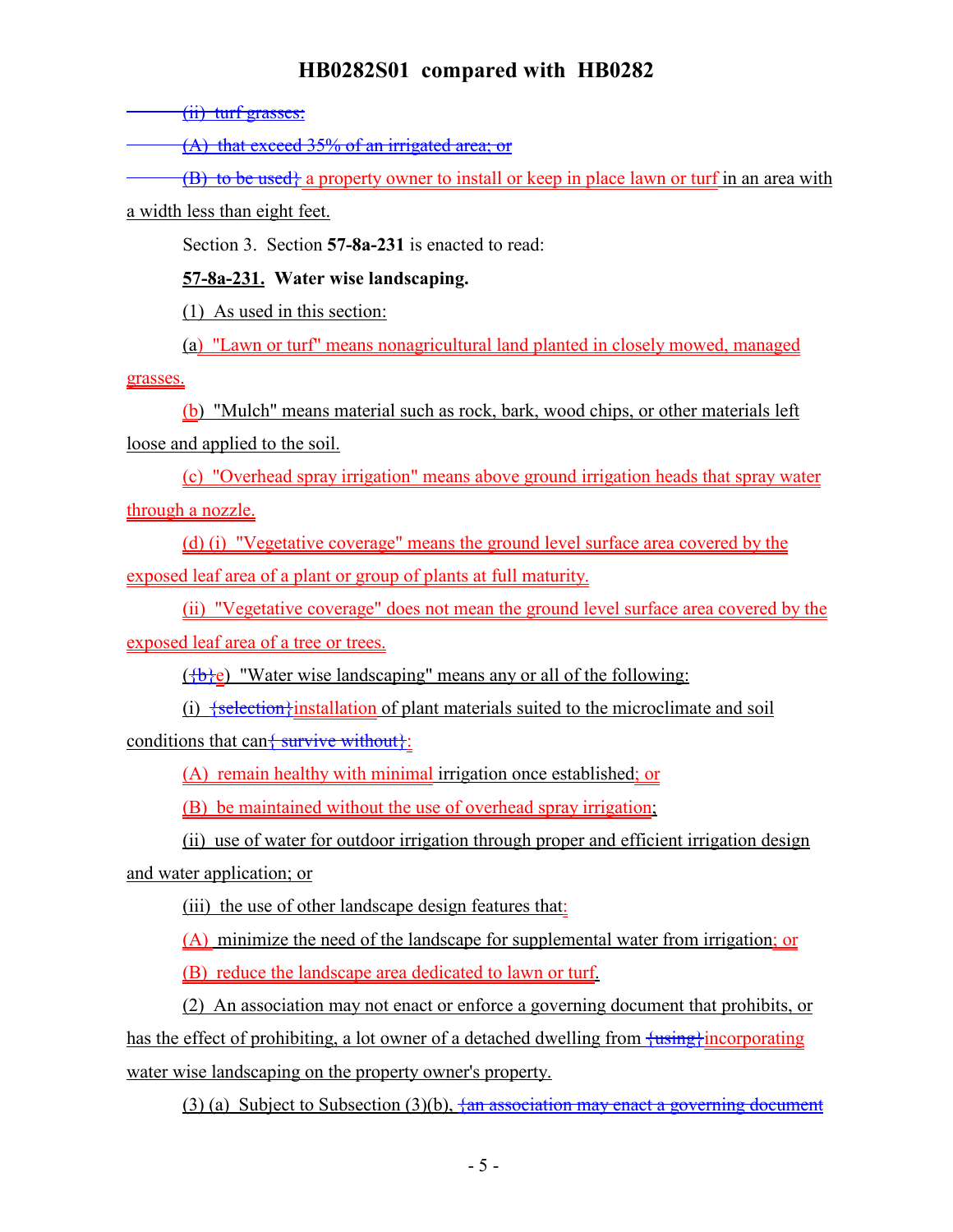~~(ii) turf grasses:~~

~~(A) that exceed 35% of an irrigated area; or~~

~~(B) to be used}~~ a property owner to install or keep in place lawn or turf in an area with a width less than eight feet.

Section 3. Section **57-8a-231** is enacted to read:

**57-8a-231. Water wise landscaping.**

(1) As used in this section:

(a) "Lawn or turf" means nonagricultural land planted in closely mowed, managed grasses.

(b) "Mulch" means material such as rock, bark, wood chips, or other materials left loose and applied to the soil.

(c) "Overhead spray irrigation" means above ground irrigation heads that spray water through a nozzle.

(d) (i) "Vegetative coverage" means the ground level surface area covered by the exposed leaf area of a plant or group of plants at full maturity.

(ii) "Vegetative coverage" does not mean the ground level surface area covered by the exposed leaf area of a tree or trees.

(~~{b}~~e) "Water wise landscaping" means any or all of the following:

(i) ~~{selection}~~installation of plant materials suited to the microclimate and soil conditions that can~~{ survive without}~~:

(A) remain healthy with minimal irrigation once established; or

(B) be maintained without the use of overhead spray irrigation;

(ii) use of water for outdoor irrigation through proper and efficient irrigation design and water application; or

(iii) the use of other landscape design features that:

(A) minimize the need of the landscape for supplemental water from irrigation; or

(B) reduce the landscape area dedicated to lawn or turf.

(2) An association may not enact or enforce a governing document that prohibits, or has the effect of prohibiting, a lot owner of a detached dwelling from ~~{using}~~incorporating water wise landscaping on the property owner's property.

(3) (a) Subject to Subsection (3)(b), ~~{an association may enact a governing document~~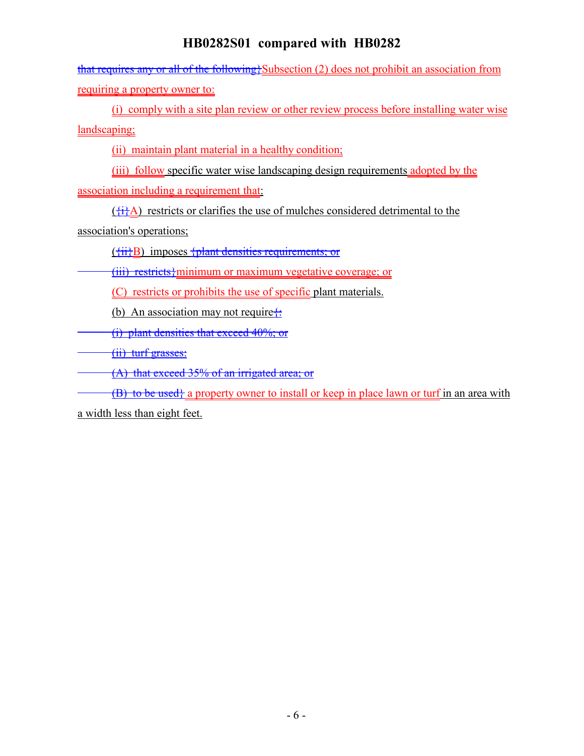that requires any or all of the following}Subsection (2) does not prohibit an association from requiring a property owner to:

(i) comply with a site plan review or other review process before installing water wise landscaping;

(ii) maintain plant material in a healthy condition;

(iii) follow specific water wise landscaping design requirements adopted by the association including a requirement that:

({i}A) restricts or clarifies the use of mulches considered detrimental to the association's operations;

({ii}B) imposes {plant densities requirements; or

(iii) restricts}minimum or maximum vegetative coverage; or

(C) restricts or prohibits the use of specific plant materials.

(b) An association may not require{:

(i) plant densities that exceed 40%; or

(ii) turf grasses:

(A) that exceed 35% of an irrigated area; or

(B) to be used} a property owner to install or keep in place lawn or turf in an area with a width less than eight feet.